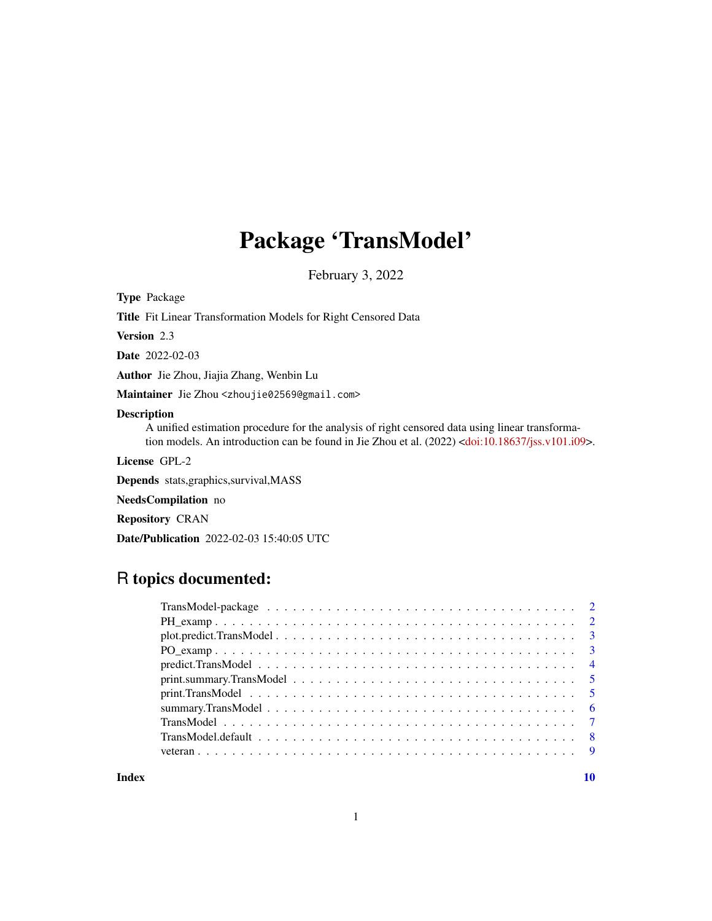# Package 'TransModel'

February 3, 2022

**Type** Package

**Title** Fit Linear Transformation Models for Right Censored Data

**Version** 2.3

**Date** 2022-02-03

**Author** Jie Zhou, Jiajia Zhang, Wenbin Lu

**Maintainer** Jie Zhou <zhoujie02569@gmail.com>

**Description** A unified estimation procedure for the analysis of right censored data using linear transformation models. An introduction can be found in Jie Zhou et al. (2022) <doi:10.18637/jss.v101.i09>.

**License** GPL-2

**Depends** stats,graphics,survival,MASS

**NeedsCompilation** no

**Repository** CRAN

**Date/Publication** 2022-02-03 15:40:05 UTC

## R topics documented:

| | |
|---|---|
| TransModel-package | 2 |
| PH_examp | 2 |
| plot.predict.TransModel | 3 |
| PO_examp | 3 |
| predict.TransModel | 4 |
| print.summary.TransModel | 5 |
| print.TransModel | 5 |
| summary.TransModel | 6 |
| TransModel | 7 |
| TransModel.default | 8 |
| veteran | 9 |
| **Index** | **10** |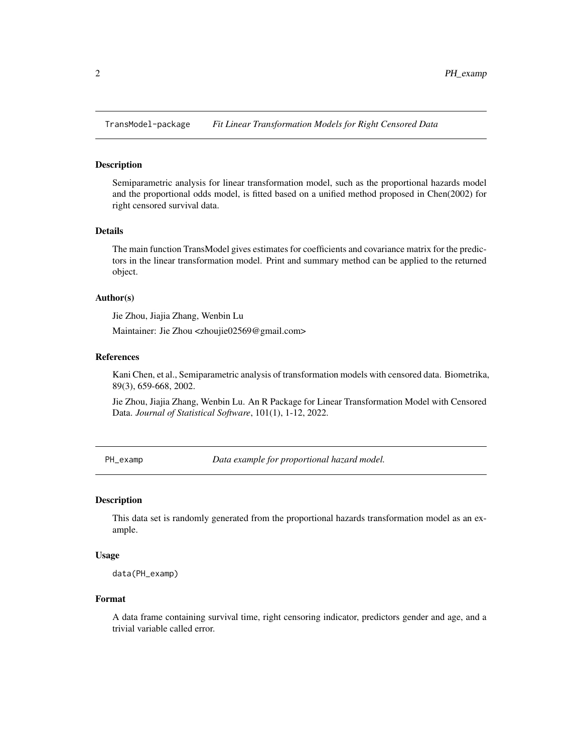## TransModel-package *Fit Linear Transformation Models for Right Censored Data*

### Description

Semiparametric analysis for linear transformation model, such as the proportional hazards model and the proportional odds model, is fitted based on a unified method proposed in Chen(2002) for right censored survival data.

### Details

The main function TransModel gives estimates for coefficients and covariance matrix for the predictors in the linear transformation model. Print and summary method can be applied to the returned object.

### Author(s)

Jie Zhou, Jiajia Zhang, Wenbin Lu

Maintainer: Jie Zhou <zhoujie02569@gmail.com>

### References

Kani Chen, et al., Semiparametric analysis of transformation models with censored data. Biometrika, 89(3), 659-668, 2002.

Jie Zhou, Jiajia Zhang, Wenbin Lu. An R Package for Linear Transformation Model with Censored Data. *Journal of Statistical Software*, 101(1), 1-12, 2022.

## PH_examp *Data example for proportional hazard model.*

### Description

This data set is randomly generated from the proportional hazards transformation model as an example.

### Usage

```
data(PH_examp)
```

### Format

A data frame containing survival time, right censoring indicator, predictors gender and age, and a trivial variable called error.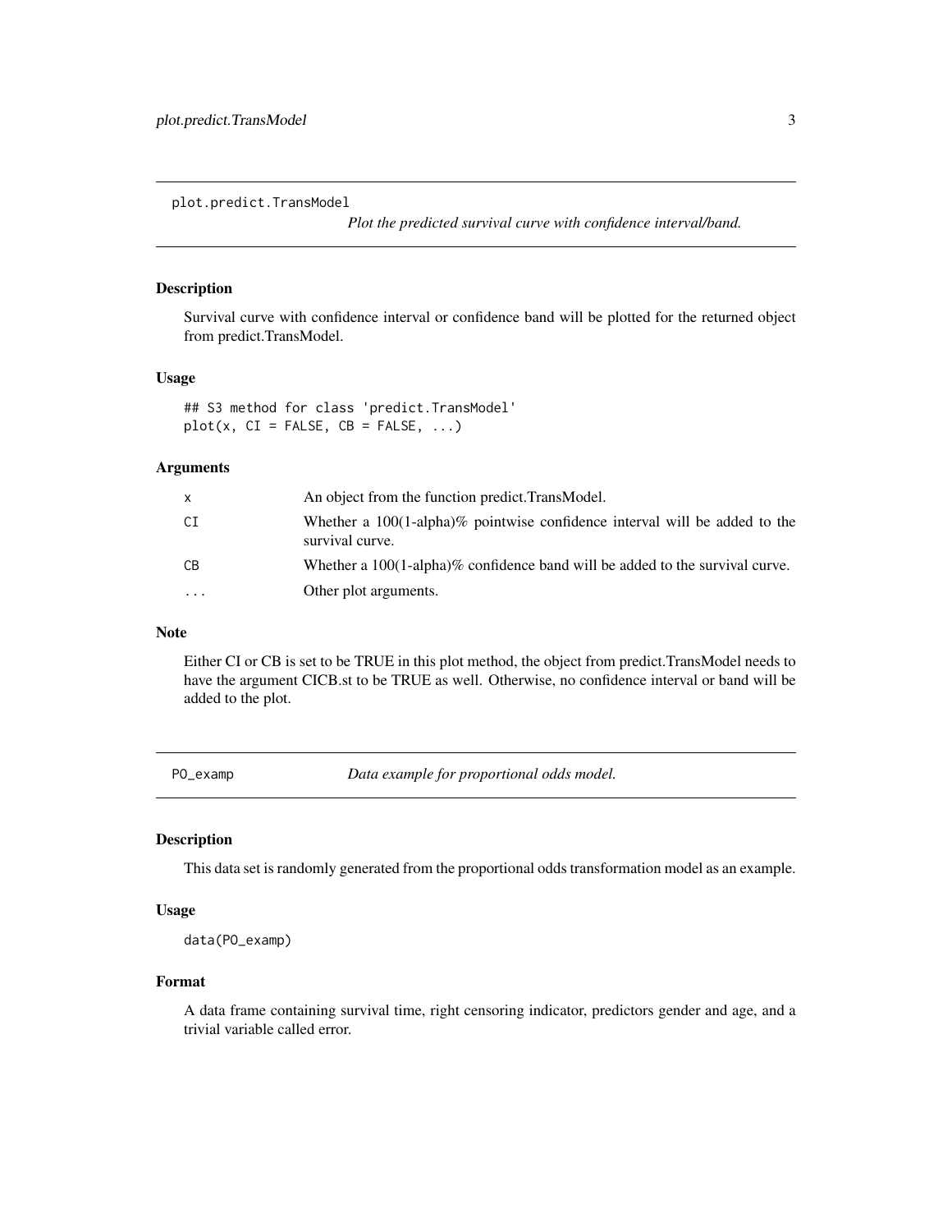## plot.predict.TransModel

*Plot the predicted survival curve with confidence interval/band.*

### Description

Survival curve with confidence interval or confidence band will be plotted for the returned object from predict.TransModel.

### Usage

```
## S3 method for class 'predict.TransModel'
plot(x, CI = FALSE, CB = FALSE, ...)
```

### Arguments

| | |
|---|---|
| `x` | An object from the function predict.TransModel. |
| `CI` | Whether a 100(1-alpha)% pointwise confidence interval will be added to the survival curve. |
| `CB` | Whether a 100(1-alpha)% confidence band will be added to the survival curve. |
| `...` | Other plot arguments. |

### Note

Either CI or CB is set to be TRUE in this plot method, the object from predict.TransModel needs to have the argument CICB.st to be TRUE as well. Otherwise, no confidence interval or band will be added to the plot.

## PO_examp

*Data example for proportional odds model.*

### Description

This data set is randomly generated from the proportional odds transformation model as an example.

### Usage

```
data(PO_examp)
```

### Format

A data frame containing survival time, right censoring indicator, predictors gender and age, and a trivial variable called error.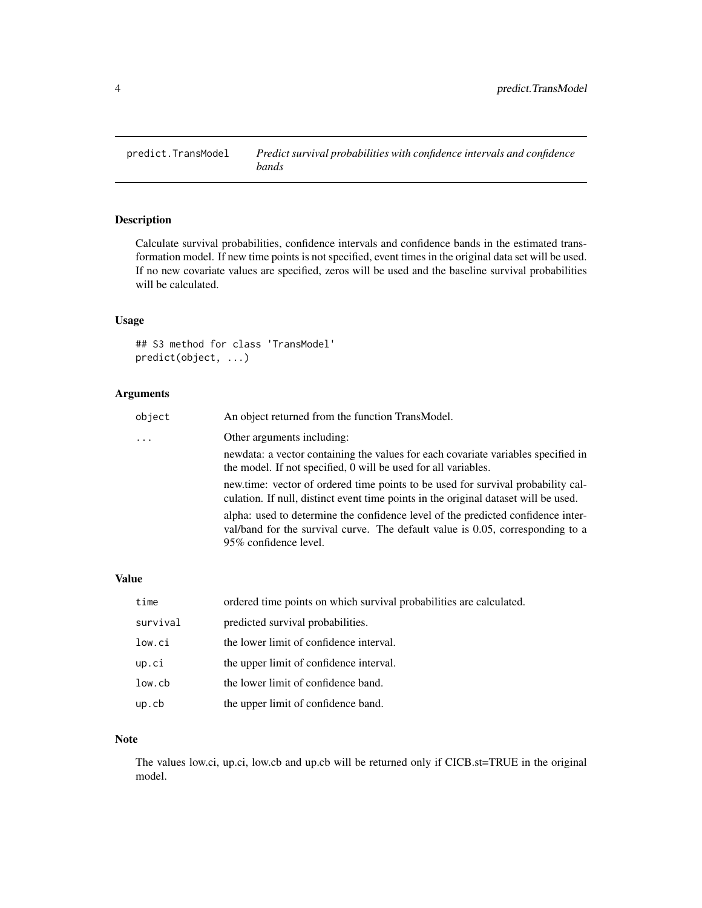# predict.TransModel — *Predict survival probabilities with confidence intervals and confidence bands*

## Description

Calculate survival probabilities, confidence intervals and confidence bands in the estimated transformation model. If new time points is not specified, event times in the original data set will be used. If no new covariate values are specified, zeros will be used and the baseline survival probabilities will be calculated.

## Usage

```
## S3 method for class 'TransModel'
predict(object, ...)
```

## Arguments

| | |
|---|---|
| object | An object returned from the function TransModel. |
| ... | Other arguments including:<br>newdata: a vector containing the values for each covariate variables specified in the model. If not specified, 0 will be used for all variables.<br>new.time: vector of ordered time points to be used for survival probability calculation. If null, distinct event time points in the original dataset will be used.<br>alpha: used to determine the confidence level of the predicted confidence interval/band for the survival curve. The default value is 0.05, corresponding to a 95% confidence level. |

## Value

| | |
|---|---|
| time | ordered time points on which survival probabilities are calculated. |
| survival | predicted survival probabilities. |
| low.ci | the lower limit of confidence interval. |
| up.ci | the upper limit of confidence interval. |
| low.cb | the lower limit of confidence band. |
| up.cb | the upper limit of confidence band. |

## Note

The values low.ci, up.ci, low.cb and up.cb will be returned only if CICB.st=TRUE in the original model.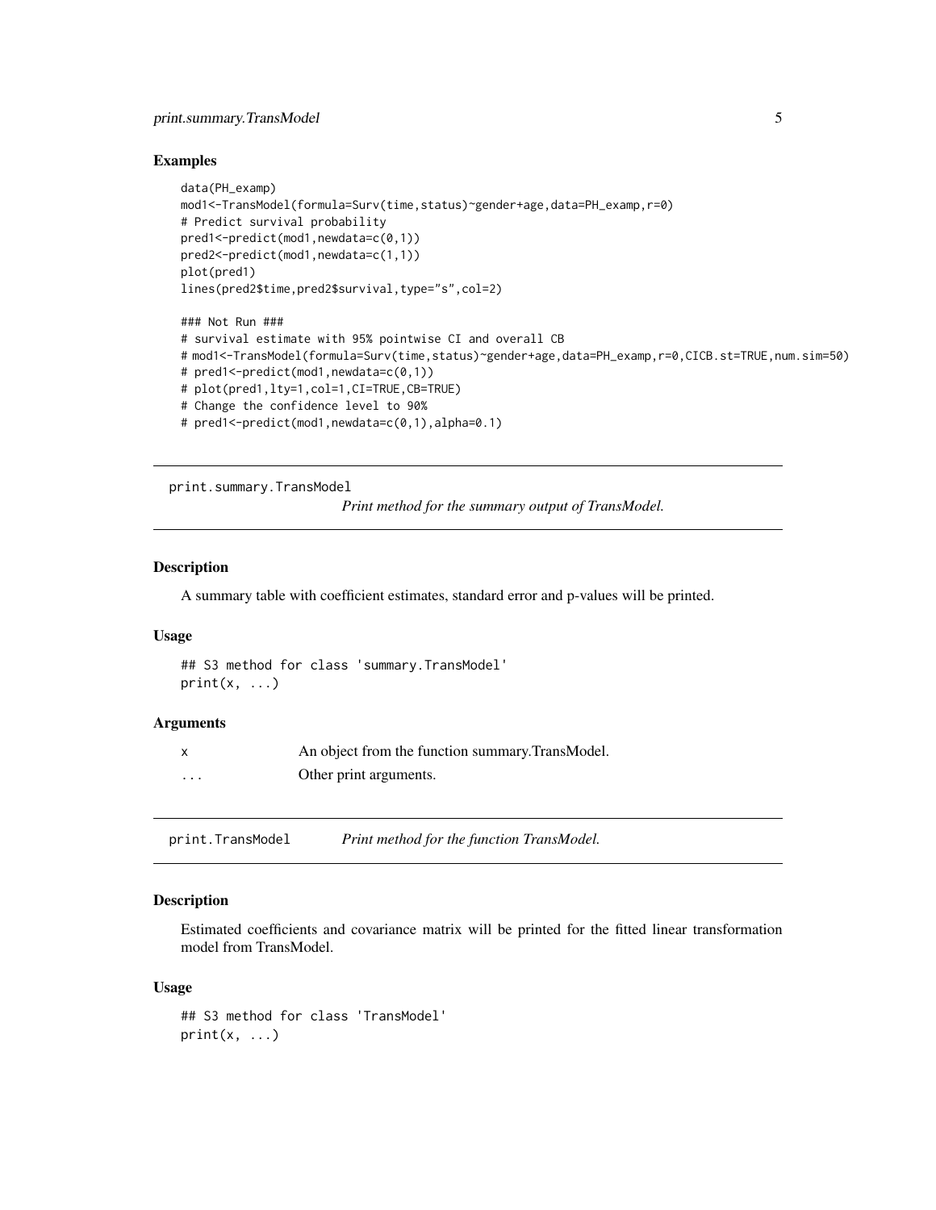## Examples

```
data(PH_examp)
mod1<-TransModel(formula=Surv(time,status)~gender+age,data=PH_examp,r=0)
# Predict survival probability
pred1<-predict(mod1,newdata=c(0,1))
pred2<-predict(mod1,newdata=c(1,1))
plot(pred1)
lines(pred2$time,pred2$survival,type="s",col=2)

### Not Run ###
# survival estimate with 95% pointwise CI and overall CB
# mod1<-TransModel(formula=Surv(time,status)~gender+age,data=PH_examp,r=0,CICB.st=TRUE,num.sim=50)
# pred1<-predict(mod1,newdata=c(0,1))
# plot(pred1,lty=1,col=1,CI=TRUE,CB=TRUE)
# Change the confidence level to 90%
# pred1<-predict(mod1,newdata=c(0,1),alpha=0.1)
```

---

# print.summary.TransModel

*Print method for the summary output of TransModel.*

## Description

A summary table with coefficient estimates, standard error and p-values will be printed.

## Usage

```
## S3 method for class 'summary.TransModel'
print(x, ...)
```

## Arguments

| | |
|---|---|
| x | An object from the function summary.TransModel. |
| ... | Other print arguments. |

---

# print.TransModel

*Print method for the function TransModel.*

## Description

Estimated coefficients and covariance matrix will be printed for the fitted linear transformation model from TransModel.

## Usage

```
## S3 method for class 'TransModel'
print(x, ...)
```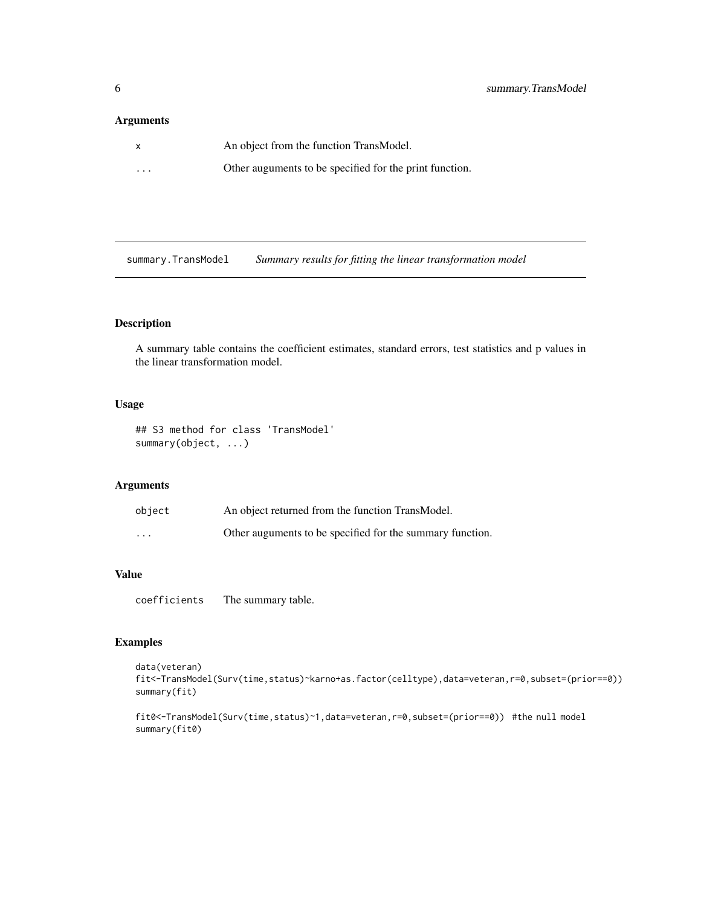## Arguments

| | |
|---|---|
| x | An object from the function TransModel. |
| ... | Other auguments to be specified for the print function. |

---

`summary.TransModel` *Summary results for fitting the linear transformation model*

---

### Description

A summary table contains the coefficient estimates, standard errors, test statistics and p values in the linear transformation model.

### Usage

```
## S3 method for class 'TransModel'
summary(object, ...)
```

### Arguments

| | |
|---|---|
| object | An object returned from the function TransModel. |
| ... | Other auguments to be specified for the summary function. |

### Value

| | |
|---|---|
| coefficients | The summary table. |

### Examples

```
data(veteran)
fit<-TransModel(Surv(time,status)~karno+as.factor(celltype),data=veteran,r=0,subset=(prior==0))
summary(fit)

fit0<-TransModel(Surv(time,status)~1,data=veteran,r=0,subset=(prior==0))  #the null model
summary(fit0)
```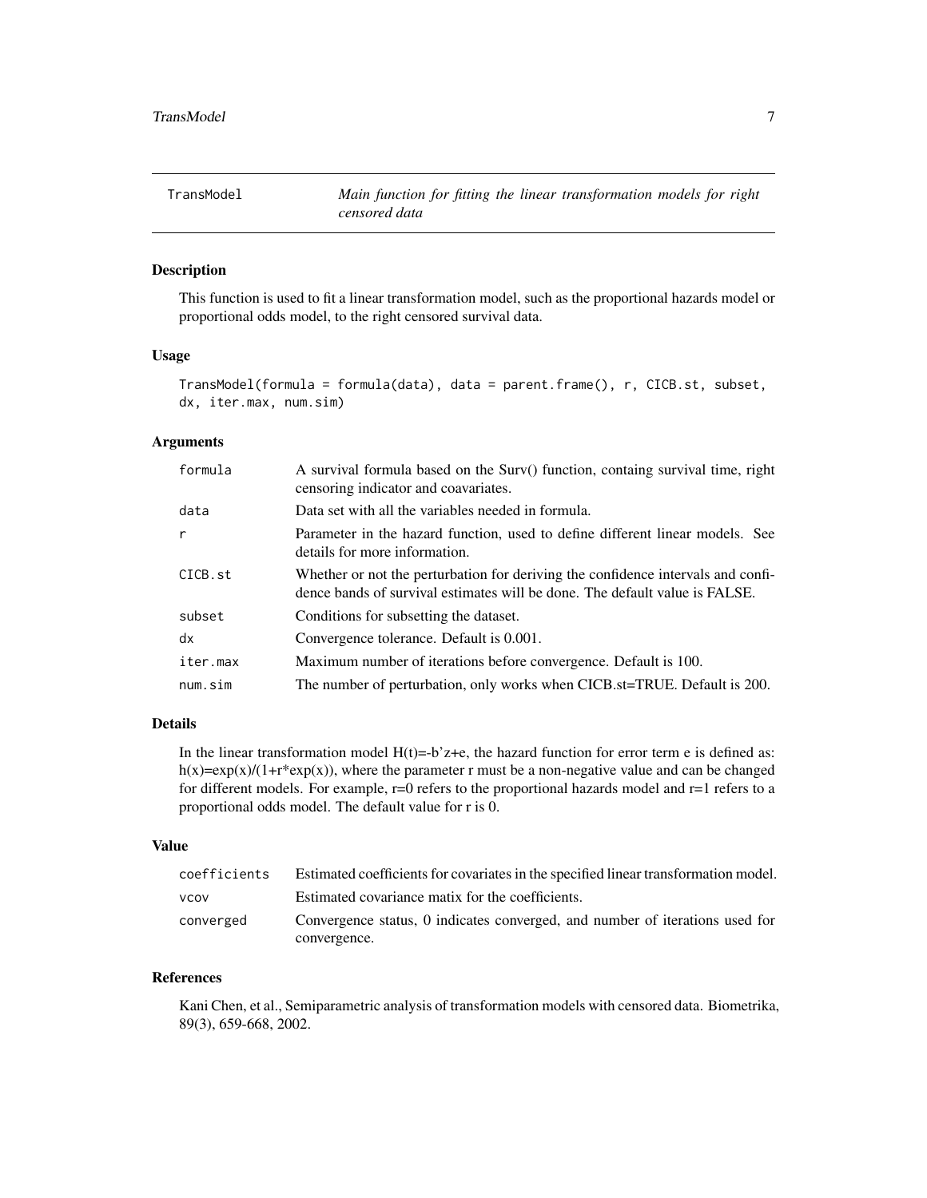# TransModel

*Main function for fitting the linear transformation models for right censored data*

## Description

This function is used to fit a linear transformation model, such as the proportional hazards model or proportional odds model, to the right censored survival data.

## Usage

```
TransModel(formula = formula(data), data = parent.frame(), r, CICB.st, subset,
dx, iter.max, num.sim)
```

## Arguments

| | |
|---|---|
| `formula` | A survival formula based on the Surv() function, containg survival time, right censoring indicator and coavariates. |
| `data` | Data set with all the variables needed in formula. |
| `r` | Parameter in the hazard function, used to define different linear models. See details for more information. |
| `CICB.st` | Whether or not the perturbation for deriving the confidence intervals and confidence bands of survival estimates will be done. The default value is FALSE. |
| `subset` | Conditions for subsetting the dataset. |
| `dx` | Convergence tolerance. Default is 0.001. |
| `iter.max` | Maximum number of iterations before convergence. Default is 100. |
| `num.sim` | The number of perturbation, only works when CICB.st=TRUE. Default is 200. |

## Details

In the linear transformation model H(t)=-b'z+e, the hazard function for error term e is defined as: h(x)=exp(x)/(1+r*exp(x)), where the parameter r must be a non-negative value and can be changed for different models. For example, r=0 refers to the proportional hazards model and r=1 refers to a proportional odds model. The default value for r is 0.

## Value

| | |
|---|---|
| `coefficients` | Estimated coefficients for covariates in the specified linear transformation model. |
| `vcov` | Estimated covariance matix for the coefficients. |
| `converged` | Convergence status, 0 indicates converged, and number of iterations used for convergence. |

## References

Kani Chen, et al., Semiparametric analysis of transformation models with censored data. Biometrika, 89(3), 659-668, 2002.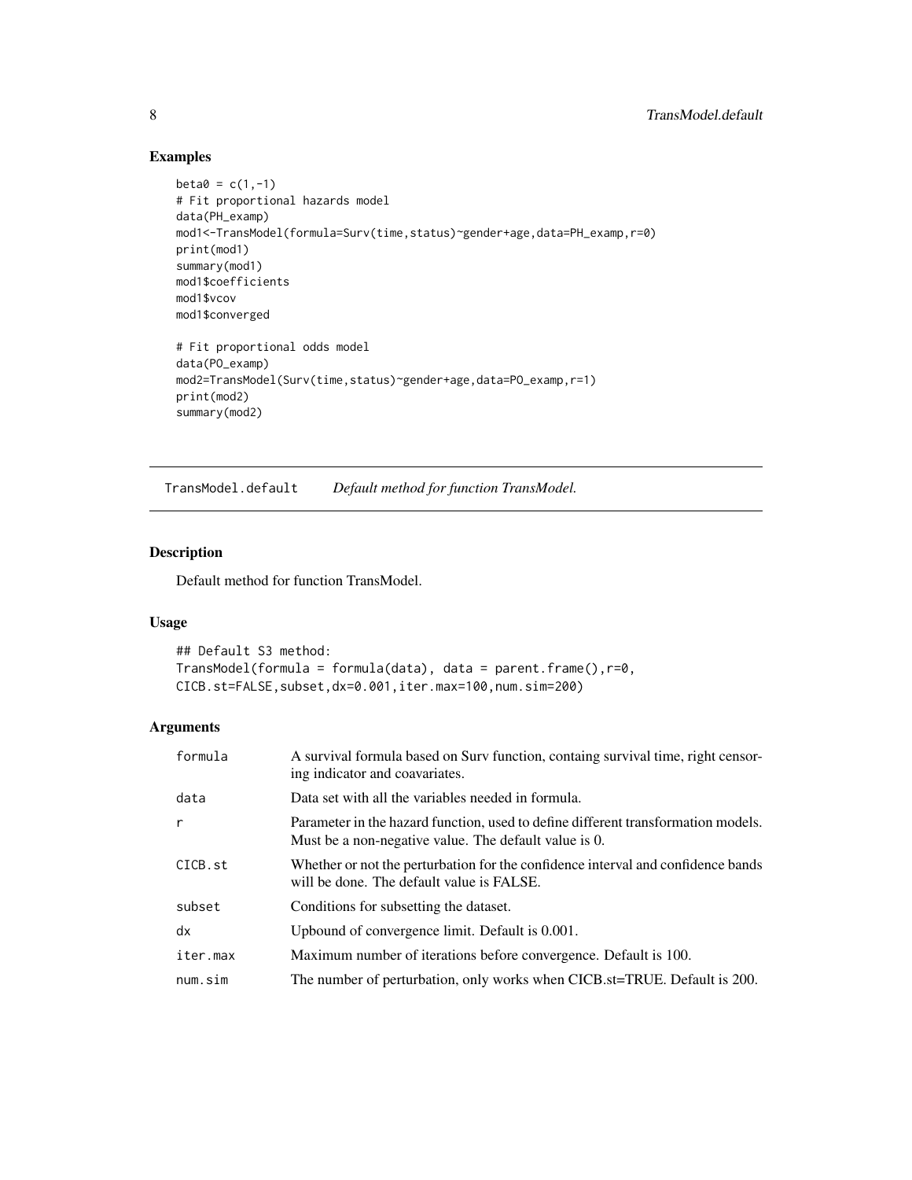## Examples

```
beta0 = c(1,-1)
# Fit proportional hazards model
data(PH_examp)
mod1<-TransModel(formula=Surv(time,status)~gender+age,data=PH_examp,r=0)
print(mod1)
summary(mod1)
mod1$coefficients
mod1$vcov
mod1$converged

# Fit proportional odds model
data(PO_examp)
mod2=TransModel(Surv(time,status)~gender+age,data=PO_examp,r=1)
print(mod2)
summary(mod2)
```

---

TransModel.default    *Default method for function TransModel.*

---

## Description

Default method for function TransModel.

## Usage

```
## Default S3 method:
TransModel(formula = formula(data), data = parent.frame(),r=0,
CICB.st=FALSE,subset,dx=0.001,iter.max=100,num.sim=200)
```

## Arguments

| | |
|---|---|
| formula | A survival formula based on Surv function, containg survival time, right censoring indicator and coavariates. |
| data | Data set with all the variables needed in formula. |
| r | Parameter in the hazard function, used to define different transformation models. Must be a non-negative value. The default value is 0. |
| CICB.st | Whether or not the perturbation for the confidence interval and confidence bands will be done. The default value is FALSE. |
| subset | Conditions for subsetting the dataset. |
| dx | Upbound of convergence limit. Default is 0.001. |
| iter.max | Maximum number of iterations before convergence. Default is 100. |
| num.sim | The number of perturbation, only works when CICB.st=TRUE. Default is 200. |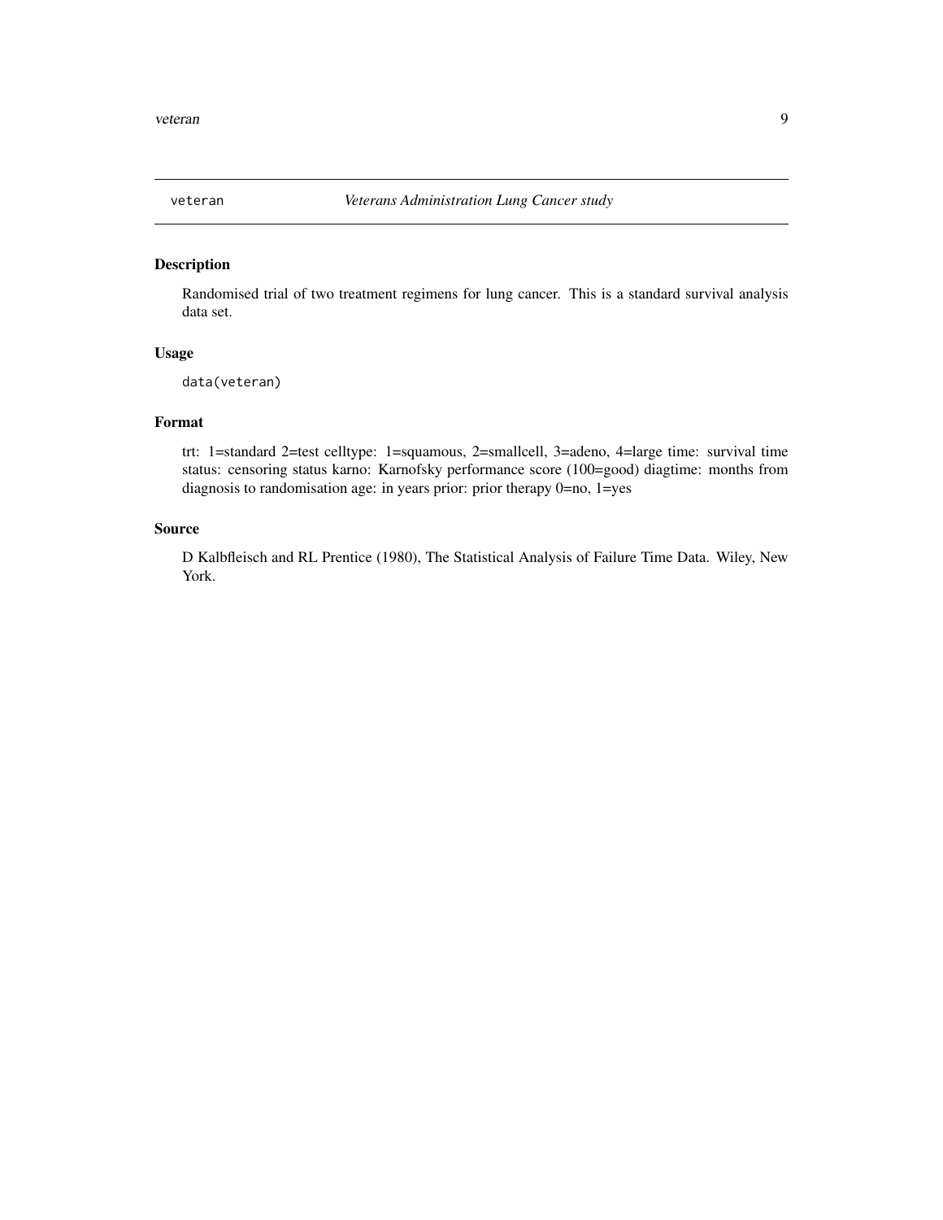## veteran — *Veterans Administration Lung Cancer study*

### Description

Randomised trial of two treatment regimens for lung cancer. This is a standard survival analysis data set.

### Usage

```
data(veteran)
```

### Format

trt: 1=standard 2=test celltype: 1=squamous, 2=smallcell, 3=adeno, 4=large time: survival time status: censoring status karno: Karnofsky performance score (100=good) diagtime: months from diagnosis to randomisation age: in years prior: prior therapy 0=no, 1=yes

### Source

D Kalbfleisch and RL Prentice (1980), The Statistical Analysis of Failure Time Data. Wiley, New York.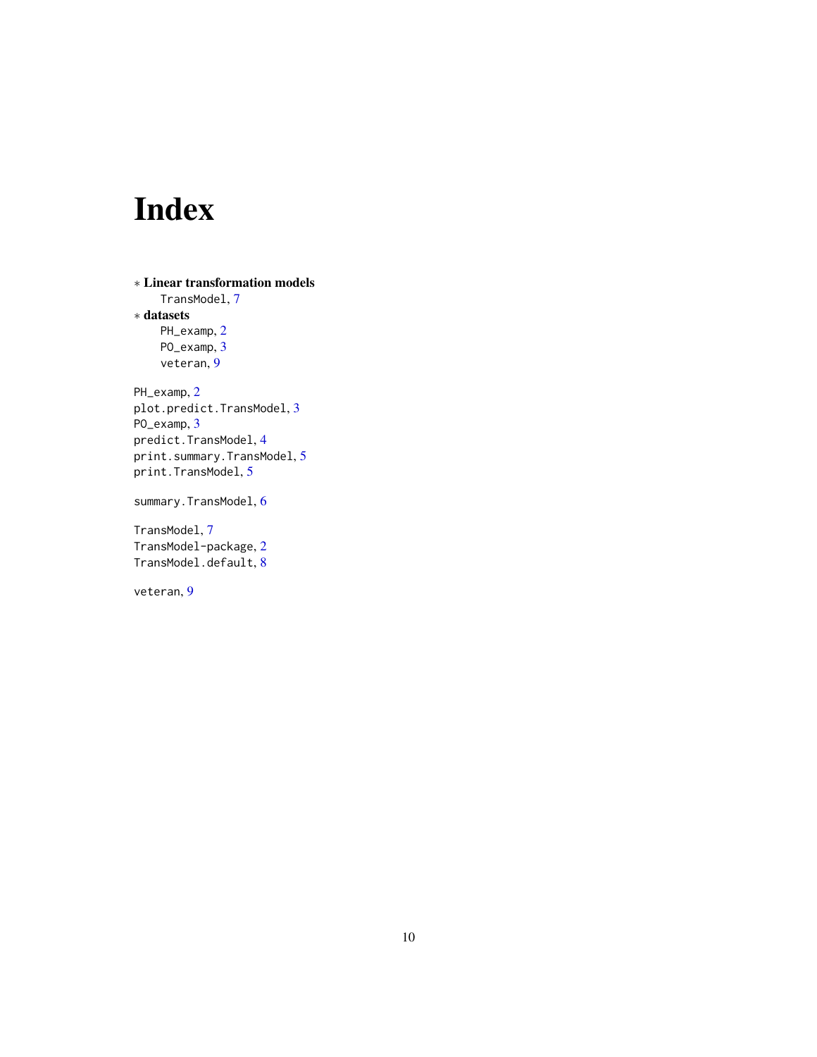# Index

∗ **Linear transformation models**
  TransModel, 7

∗ **datasets**
  PH_examp, 2
  PO_examp, 3
  veteran, 9

PH_examp, 2
plot.predict.TransModel, 3
PO_examp, 3
predict.TransModel, 4
print.summary.TransModel, 5
print.TransModel, 5

summary.TransModel, 6

TransModel, 7
TransModel-package, 2
TransModel.default, 8

veteran, 9